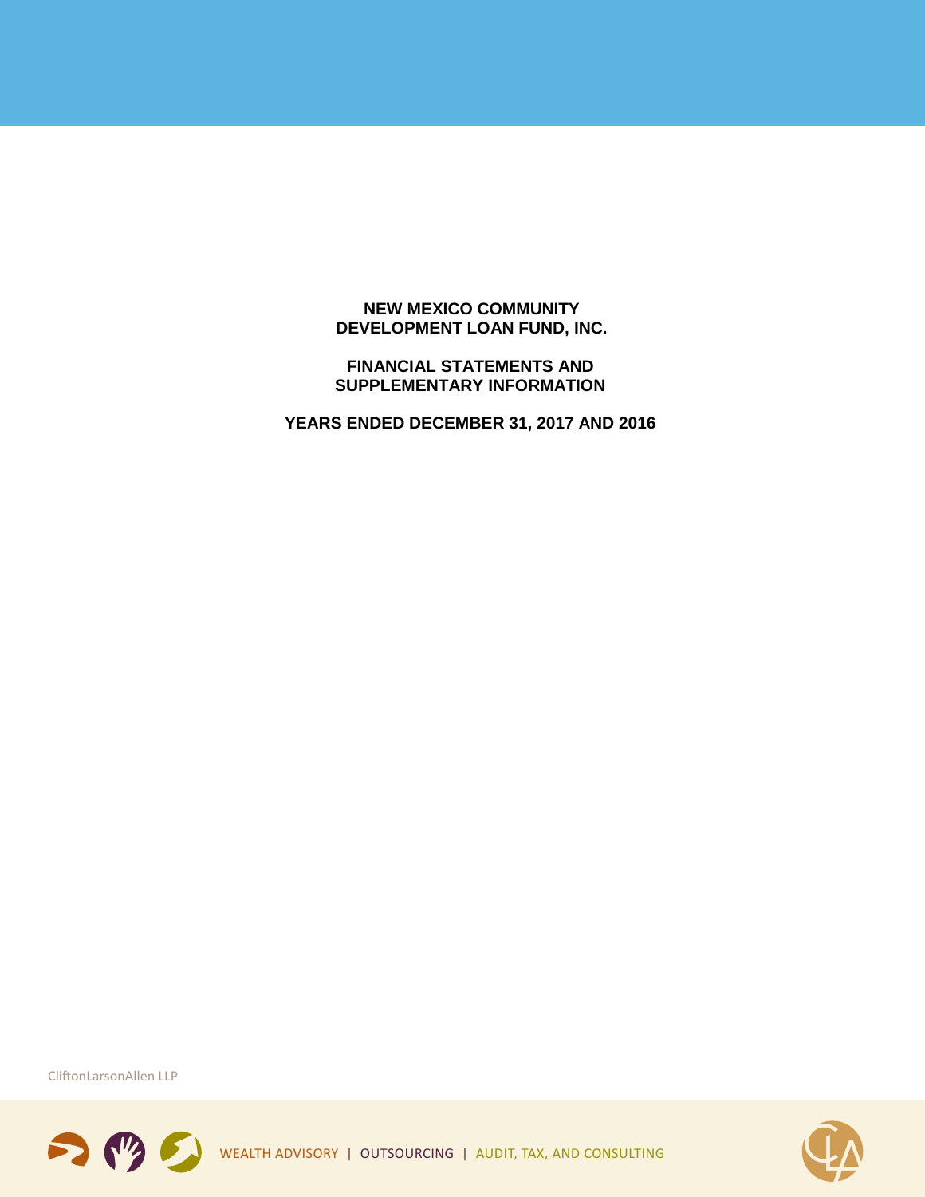# NEW MEXICO COMMUNITY DEVELOPMENT LOAN FUND, INC.

## FINANCIAL STATEMENTS AND SUPPLEMENTARY INFORMATION

## YEARS ENDED DECEMBER 31, 2017 AND 2016

CliftonLarsonAllen LLP

WEALTH ADVISORY | OUTSOURCING | AUDIT, TAX, AND CONSULTING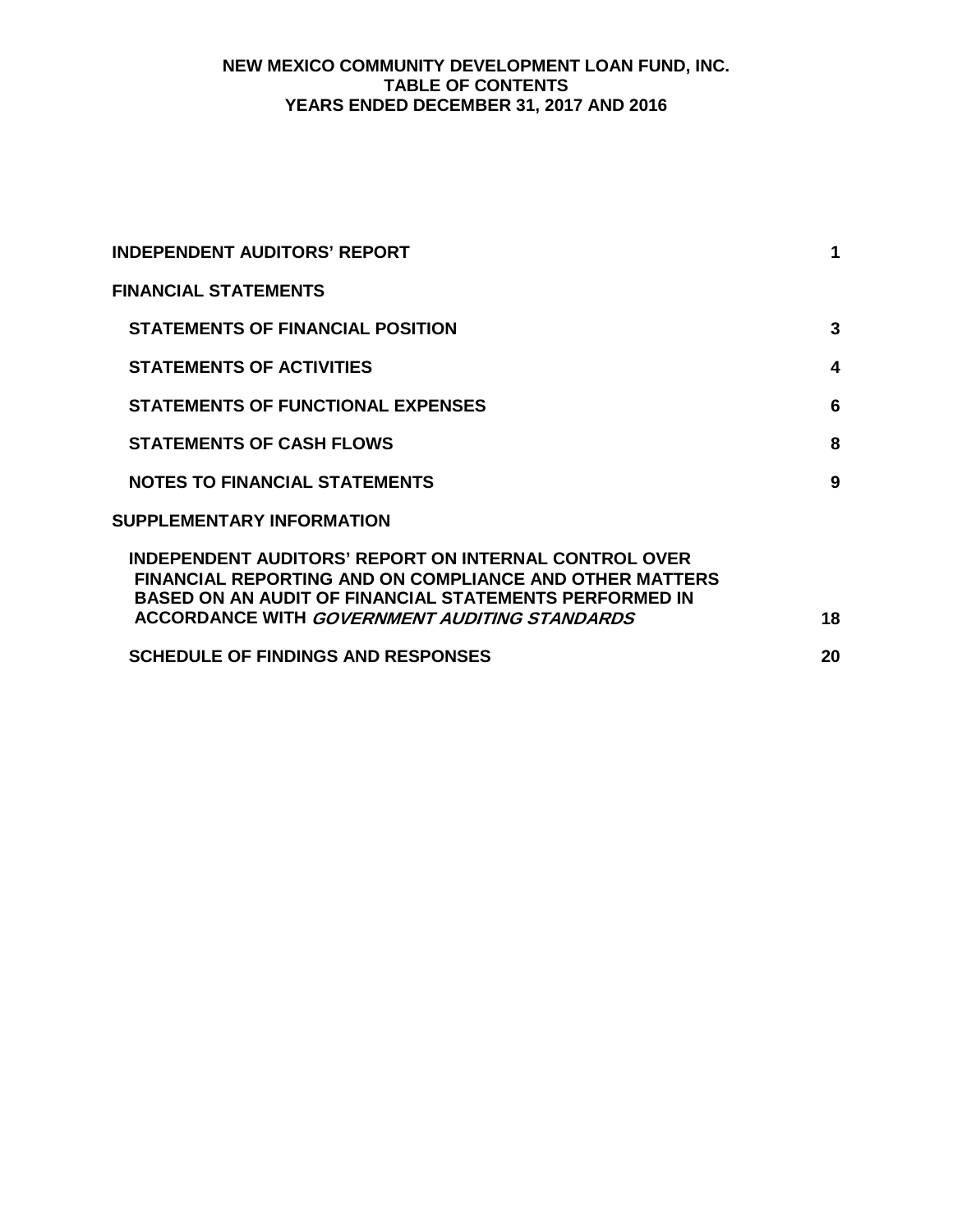# NEW MEXICO COMMUNITY DEVELOPMENT LOAN FUND, INC.
## TABLE OF CONTENTS
### YEARS ENDED DECEMBER 31, 2017 AND 2016

| | |
|---|---|
| **INDEPENDENT AUDITORS' REPORT** | **1** |
| **FINANCIAL STATEMENTS** | |
| **STATEMENTS OF FINANCIAL POSITION** | **3** |
| **STATEMENTS OF ACTIVITIES** | **4** |
| **STATEMENTS OF FUNCTIONAL EXPENSES** | **6** |
| **STATEMENTS OF CASH FLOWS** | **8** |
| **NOTES TO FINANCIAL STATEMENTS** | **9** |
| **SUPPLEMENTARY INFORMATION** | |
| **INDEPENDENT AUDITORS' REPORT ON INTERNAL CONTROL OVER FINANCIAL REPORTING AND ON COMPLIANCE AND OTHER MATTERS BASED ON AN AUDIT OF FINANCIAL STATEMENTS PERFORMED IN ACCORDANCE WITH *GOVERNMENT AUDITING STANDARDS*** | **18** |
| **SCHEDULE OF FINDINGS AND RESPONSES** | **20** |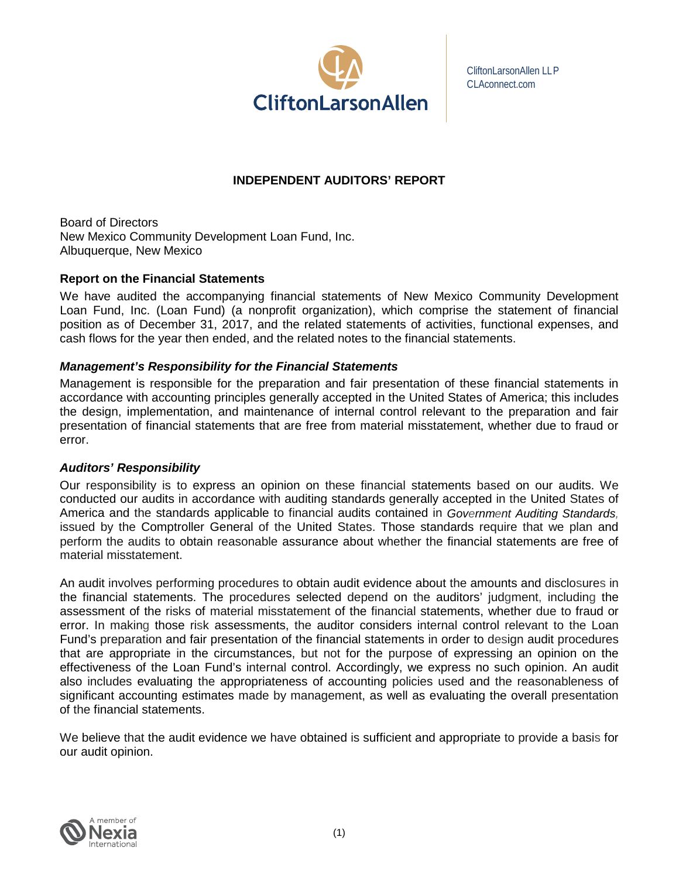CliftonLarsonAllen LLP
CLAconnect.com

## INDEPENDENT AUDITORS' REPORT

Board of Directors
New Mexico Community Development Loan Fund, Inc.
Albuquerque, New Mexico

### Report on the Financial Statements

We have audited the accompanying financial statements of New Mexico Community Development Loan Fund, Inc. (Loan Fund) (a nonprofit organization), which comprise the statement of financial position as of December 31, 2017, and the related statements of activities, functional expenses, and cash flows for the year then ended, and the related notes to the financial statements.

### *Management's Responsibility for the Financial Statements*

Management is responsible for the preparation and fair presentation of these financial statements in accordance with accounting principles generally accepted in the United States of America; this includes the design, implementation, and maintenance of internal control relevant to the preparation and fair presentation of financial statements that are free from material misstatement, whether due to fraud or error.

### *Auditors' Responsibility*

Our responsibility is to express an opinion on these financial statements based on our audits. We conducted our audits in accordance with auditing standards generally accepted in the United States of America and the standards applicable to financial audits contained in *Government Auditing Standards,* issued by the Comptroller General of the United States. Those standards require that we plan and perform the audits to obtain reasonable assurance about whether the financial statements are free of material misstatement.

An audit involves performing procedures to obtain audit evidence about the amounts and disclosures in the financial statements. The procedures selected depend on the auditors' judgment, including the assessment of the risks of material misstatement of the financial statements, whether due to fraud or error. In making those risk assessments, the auditor considers internal control relevant to the Loan Fund's preparation and fair presentation of the financial statements in order to design audit procedures that are appropriate in the circumstances, but not for the purpose of expressing an opinion on the effectiveness of the Loan Fund's internal control. Accordingly, we express no such opinion. An audit also includes evaluating the appropriateness of accounting policies used and the reasonableness of significant accounting estimates made by management, as well as evaluating the overall presentation of the financial statements.

We believe that the audit evidence we have obtained is sufficient and appropriate to provide a basis for our audit opinion.

A member of Nexia International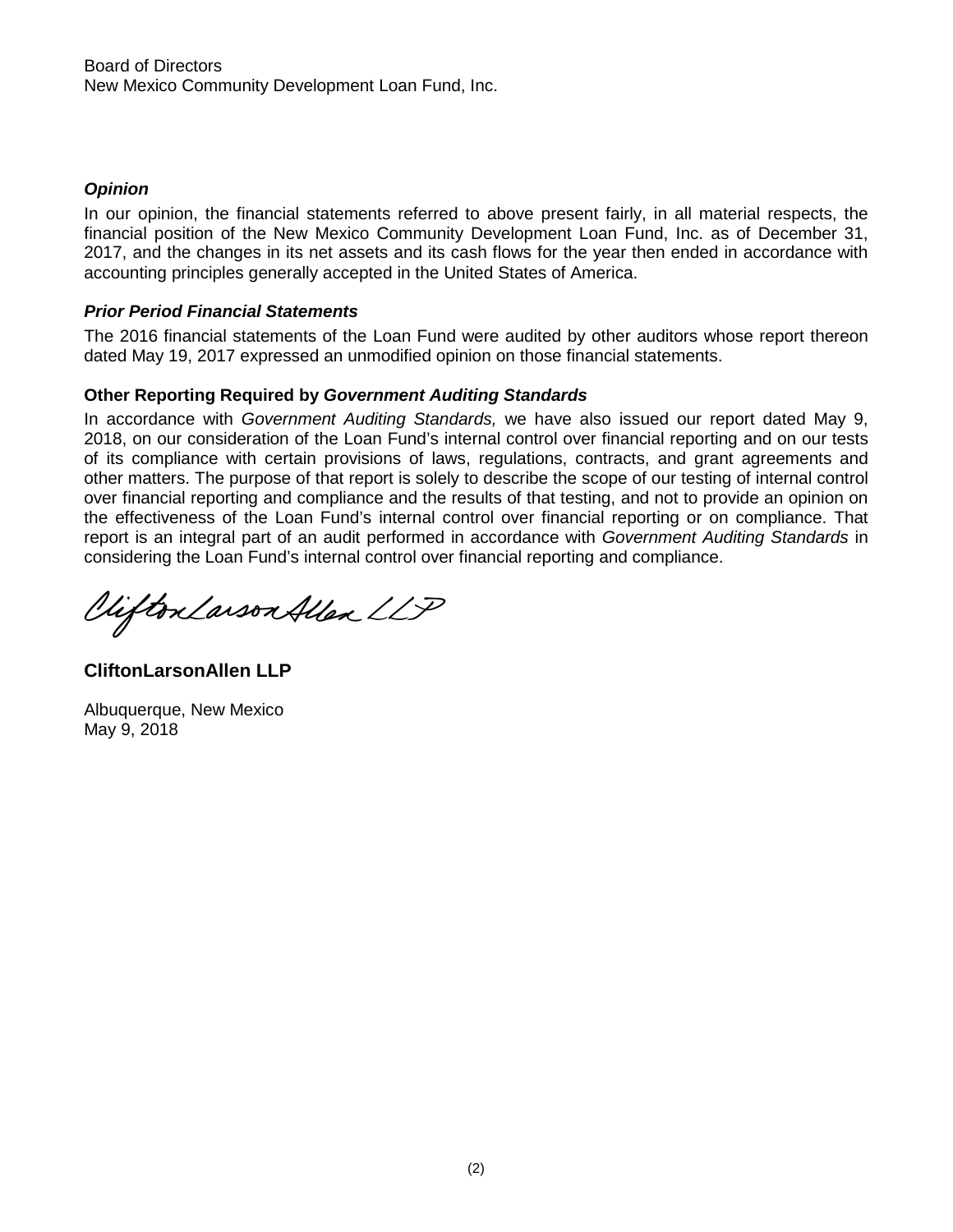Board of Directors
New Mexico Community Development Loan Fund, Inc.

***Opinion***

In our opinion, the financial statements referred to above present fairly, in all material respects, the financial position of the New Mexico Community Development Loan Fund, Inc. as of December 31, 2017, and the changes in its net assets and its cash flows for the year then ended in accordance with accounting principles generally accepted in the United States of America.

***Prior Period Financial Statements***

The 2016 financial statements of the Loan Fund were audited by other auditors whose report thereon dated May 19, 2017 expressed an unmodified opinion on those financial statements.

**Other Reporting Required by *Government Auditing Standards***

In accordance with *Government Auditing Standards,* we have also issued our report dated May 9, 2018, on our consideration of the Loan Fund's internal control over financial reporting and on our tests of its compliance with certain provisions of laws, regulations, contracts, and grant agreements and other matters. The purpose of that report is solely to describe the scope of our testing of internal control over financial reporting and compliance and the results of that testing, and not to provide an opinion on the effectiveness of the Loan Fund's internal control over financial reporting or on compliance. That report is an integral part of an audit performed in accordance with *Government Auditing Standards* in considering the Loan Fund's internal control over financial reporting and compliance.

CliftonLarsonAllen LLP

**CliftonLarsonAllen LLP**

Albuquerque, New Mexico
May 9, 2018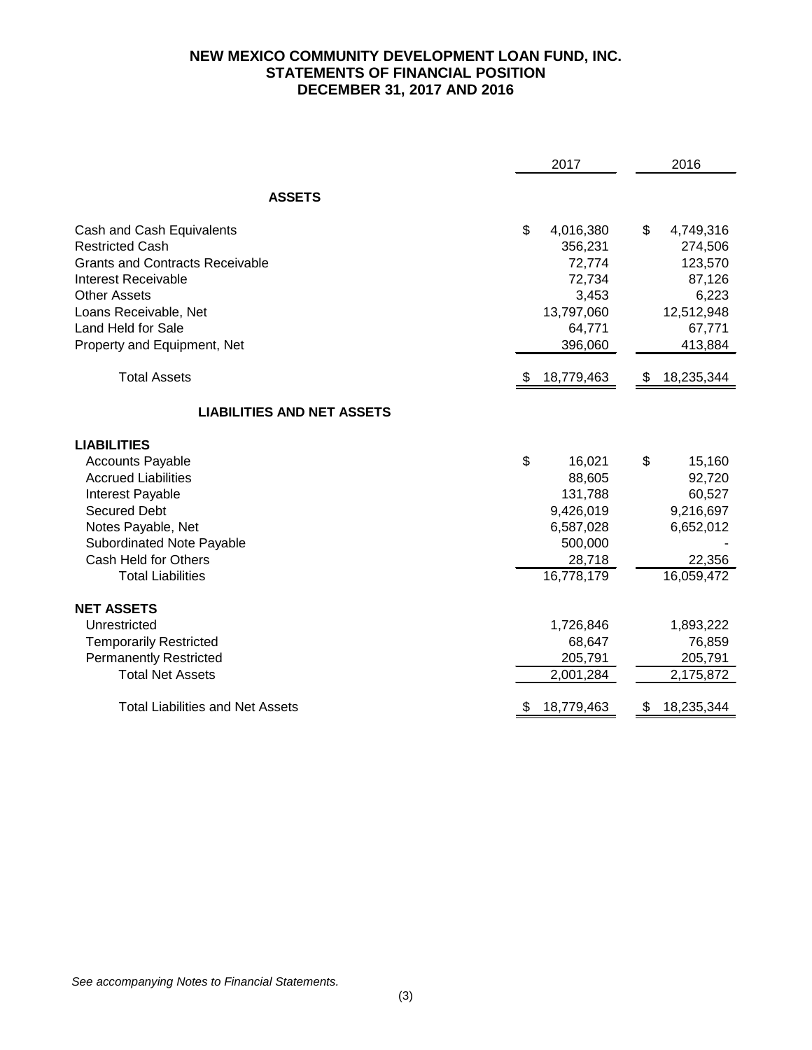# NEW MEXICO COMMUNITY DEVELOPMENT LOAN FUND, INC.
## STATEMENTS OF FINANCIAL POSITION
## DECEMBER 31, 2017 AND 2016

| | 2017 | 2016 |
|---|---|---|
| **ASSETS** | | |
| Cash and Cash Equivalents | $ 4,016,380 | $ 4,749,316 |
| Restricted Cash | 356,231 | 274,506 |
| Grants and Contracts Receivable | 72,774 | 123,570 |
| Interest Receivable | 72,734 | 87,126 |
| Other Assets | 3,453 | 6,223 |
| Loans Receivable, Net | 13,797,060 | 12,512,948 |
| Land Held for Sale | 64,771 | 67,771 |
| Property and Equipment, Net | 396,060 | 413,884 |
| Total Assets | $ 18,779,463 | $ 18,235,344 |
| **LIABILITIES AND NET ASSETS** | | |
| **LIABILITIES** | | |
| Accounts Payable | $ 16,021 | $ 15,160 |
| Accrued Liabilities | 88,605 | 92,720 |
| Interest Payable | 131,788 | 60,527 |
| Secured Debt | 9,426,019 | 9,216,697 |
| Notes Payable, Net | 6,587,028 | 6,652,012 |
| Subordinated Note Payable | 500,000 | - |
| Cash Held for Others | 28,718 | 22,356 |
| Total Liabilities | 16,778,179 | 16,059,472 |
| **NET ASSETS** | | |
| Unrestricted | 1,726,846 | 1,893,222 |
| Temporarily Restricted | 68,647 | 76,859 |
| Permanently Restricted | 205,791 | 205,791 |
| Total Net Assets | 2,001,284 | 2,175,872 |
| Total Liabilities and Net Assets | $ 18,779,463 | $ 18,235,344 |

*See accompanying Notes to Financial Statements.*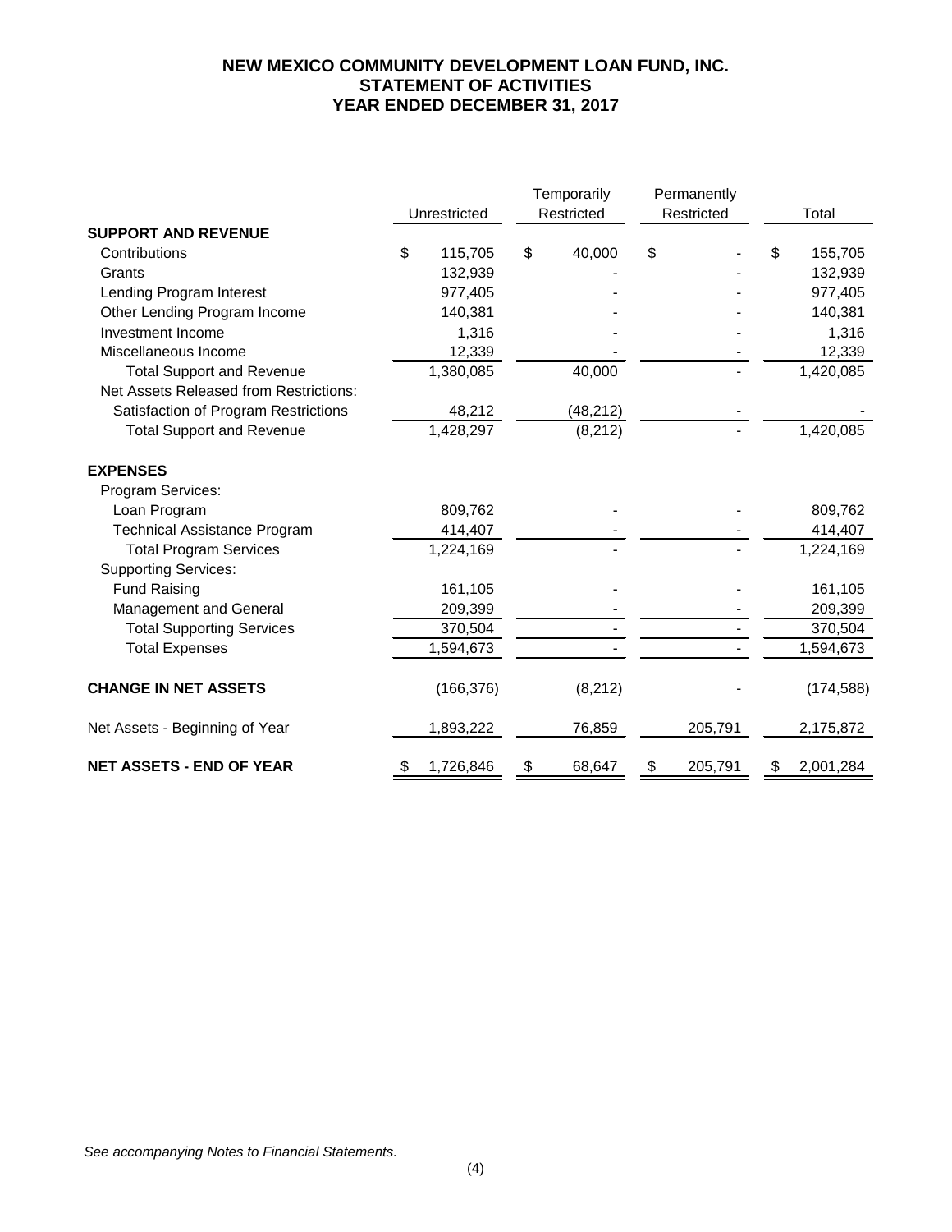# NEW MEXICO COMMUNITY DEVELOPMENT LOAN FUND, INC.
## STATEMENT OF ACTIVITIES
### YEAR ENDED DECEMBER 31, 2017

| | Unrestricted | Temporarily Restricted | Permanently Restricted | Total |
|---|---|---|---|---|
| **SUPPORT AND REVENUE** | | | | |
| Contributions | $ 115,705 | $ 40,000 | $ - | $ 155,705 |
| Grants | 132,939 | - | - | 132,939 |
| Lending Program Interest | 977,405 | - | - | 977,405 |
| Other Lending Program Income | 140,381 | - | - | 140,381 |
| Investment Income | 1,316 | - | - | 1,316 |
| Miscellaneous Income | 12,339 | - | - | 12,339 |
| Total Support and Revenue | 1,380,085 | 40,000 | - | 1,420,085 |
| Net Assets Released from Restrictions: | | | | |
| Satisfaction of Program Restrictions | 48,212 | (48,212) | - | - |
| Total Support and Revenue | 1,428,297 | (8,212) | - | 1,420,085 |
| | | | | |
| **EXPENSES** | | | | |
| Program Services: | | | | |
| Loan Program | 809,762 | - | - | 809,762 |
| Technical Assistance Program | 414,407 | - | - | 414,407 |
| Total Program Services | 1,224,169 | - | - | 1,224,169 |
| Supporting Services: | | | | |
| Fund Raising | 161,105 | - | - | 161,105 |
| Management and General | 209,399 | - | - | 209,399 |
| Total Supporting Services | 370,504 | - | - | 370,504 |
| Total Expenses | 1,594,673 | - | - | 1,594,673 |
| | | | | |
| **CHANGE IN NET ASSETS** | (166,376) | (8,212) | - | (174,588) |
| | | | | |
| Net Assets - Beginning of Year | 1,893,222 | 76,859 | 205,791 | 2,175,872 |
| | | | | |
| **NET ASSETS - END OF YEAR** | $ 1,726,846 | $ 68,647 | $ 205,791 | $ 2,001,284 |

*See accompanying Notes to Financial Statements.*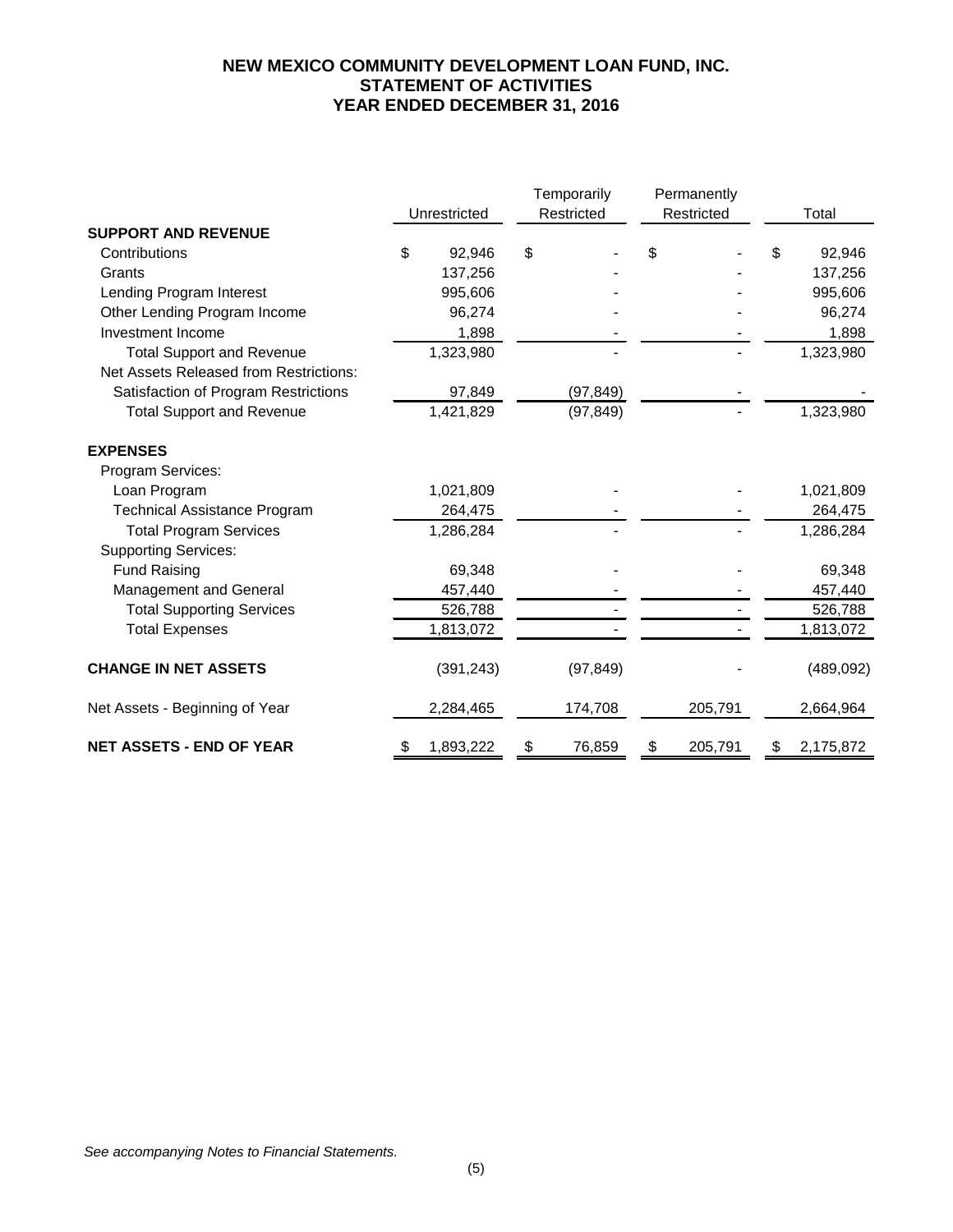# NEW MEXICO COMMUNITY DEVELOPMENT LOAN FUND, INC.
## STATEMENT OF ACTIVITIES
## YEAR ENDED DECEMBER 31, 2016

| | Unrestricted | Temporarily Restricted | Permanently Restricted | Total |
|---|---|---|---|---|
| **SUPPORT AND REVENUE** | | | | |
| Contributions | $ 92,946 | $ - | $ - | $ 92,946 |
| Grants | 137,256 | - | - | 137,256 |
| Lending Program Interest | 995,606 | - | - | 995,606 |
| Other Lending Program Income | 96,274 | - | - | 96,274 |
| Investment Income | 1,898 | - | - | 1,898 |
| Total Support and Revenue | 1,323,980 | - | - | 1,323,980 |
| Net Assets Released from Restrictions: | | | | |
| Satisfaction of Program Restrictions | 97,849 | (97,849) | - | - |
| Total Support and Revenue | 1,421,829 | (97,849) | - | 1,323,980 |
| **EXPENSES** | | | | |
| Program Services: | | | | |
| Loan Program | 1,021,809 | - | - | 1,021,809 |
| Technical Assistance Program | 264,475 | - | - | 264,475 |
| Total Program Services | 1,286,284 | - | - | 1,286,284 |
| Supporting Services: | | | | |
| Fund Raising | 69,348 | - | - | 69,348 |
| Management and General | 457,440 | - | - | 457,440 |
| Total Supporting Services | 526,788 | - | - | 526,788 |
| Total Expenses | 1,813,072 | - | - | 1,813,072 |
| **CHANGE IN NET ASSETS** | (391,243) | (97,849) | - | (489,092) |
| Net Assets - Beginning of Year | 2,284,465 | 174,708 | 205,791 | 2,664,964 |
| **NET ASSETS - END OF YEAR** | $ 1,893,222 | $ 76,859 | $ 205,791 | $ 2,175,872 |

*See accompanying Notes to Financial Statements.*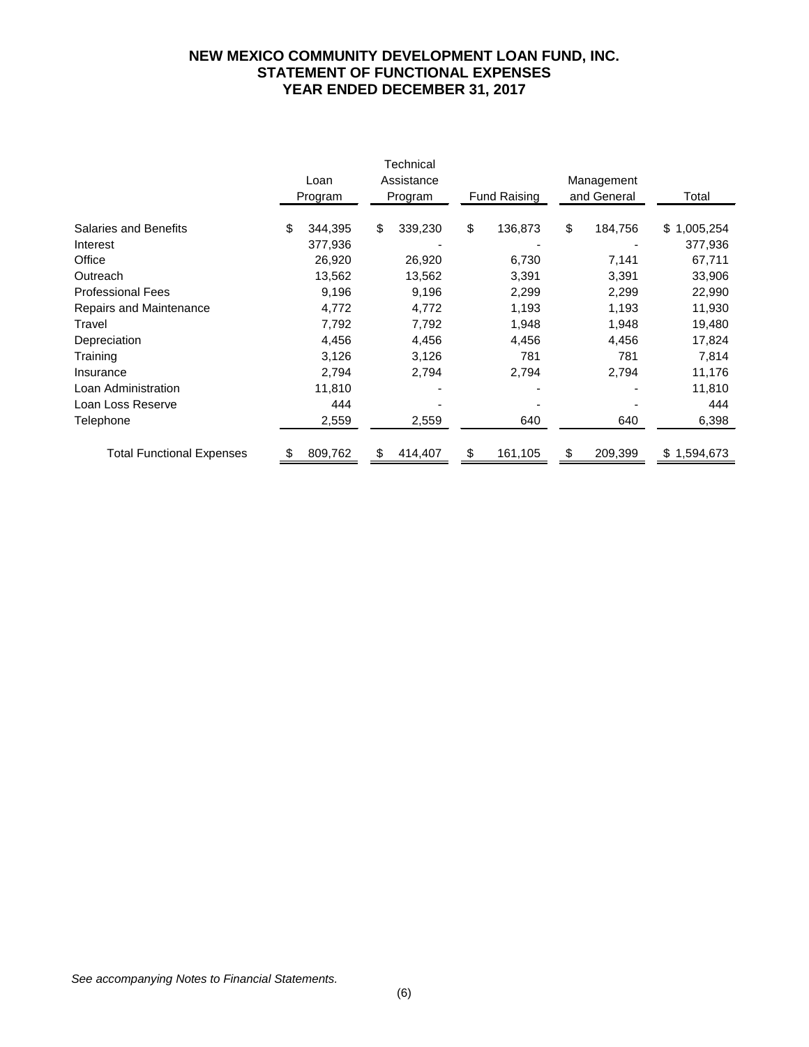# NEW MEXICO COMMUNITY DEVELOPMENT LOAN FUND, INC.
## STATEMENT OF FUNCTIONAL EXPENSES
### YEAR ENDED DECEMBER 31, 2017

| | Loan Program | Technical Assistance Program | Fund Raising | Management and General | Total |
|---|---|---|---|---|---|
| Salaries and Benefits | $ 344,395 | $ 339,230 | $ 136,873 | $ 184,756 | $ 1,005,254 |
| Interest | 377,936 | - | - | - | 377,936 |
| Office | 26,920 | 26,920 | 6,730 | 7,141 | 67,711 |
| Outreach | 13,562 | 13,562 | 3,391 | 3,391 | 33,906 |
| Professional Fees | 9,196 | 9,196 | 2,299 | 2,299 | 22,990 |
| Repairs and Maintenance | 4,772 | 4,772 | 1,193 | 1,193 | 11,930 |
| Travel | 7,792 | 7,792 | 1,948 | 1,948 | 19,480 |
| Depreciation | 4,456 | 4,456 | 4,456 | 4,456 | 17,824 |
| Training | 3,126 | 3,126 | 781 | 781 | 7,814 |
| Insurance | 2,794 | 2,794 | 2,794 | 2,794 | 11,176 |
| Loan Administration | 11,810 | - | - | - | 11,810 |
| Loan Loss Reserve | 444 | - | - | - | 444 |
| Telephone | 2,559 | 2,559 | 640 | 640 | 6,398 |
| Total Functional Expenses | $ 809,762 | $ 414,407 | $ 161,105 | $ 209,399 | $ 1,594,673 |

*See accompanying Notes to Financial Statements.*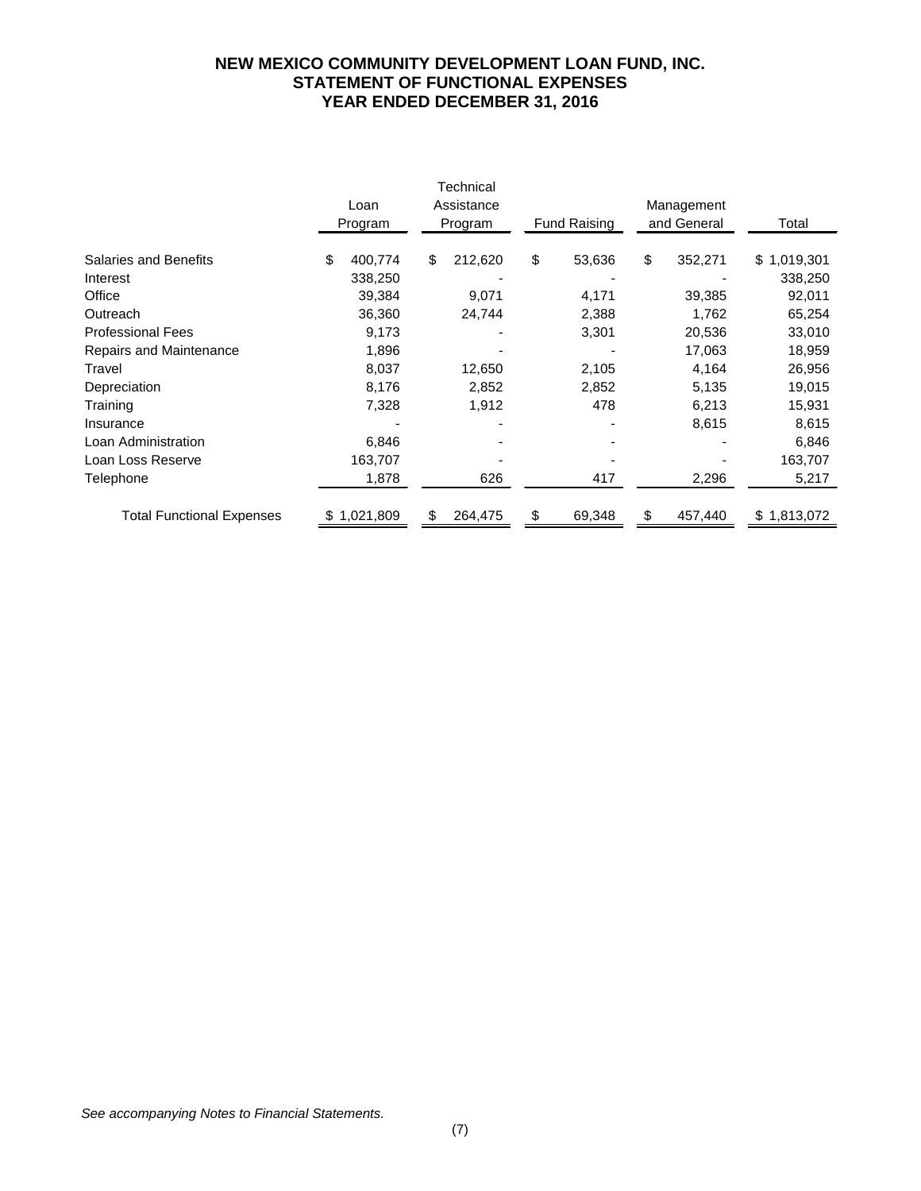# NEW MEXICO COMMUNITY DEVELOPMENT LOAN FUND, INC.
## STATEMENT OF FUNCTIONAL EXPENSES
## YEAR ENDED DECEMBER 31, 2016

| | Loan Program | Technical Assistance Program | Fund Raising | Management and General | Total |
|---|---|---|---|---|---|
| Salaries and Benefits | $ 400,774 | $ 212,620 | $ 53,636 | $ 352,271 | $ 1,019,301 |
| Interest | 338,250 | - | - | - | 338,250 |
| Office | 39,384 | 9,071 | 4,171 | 39,385 | 92,011 |
| Outreach | 36,360 | 24,744 | 2,388 | 1,762 | 65,254 |
| Professional Fees | 9,173 | - | 3,301 | 20,536 | 33,010 |
| Repairs and Maintenance | 1,896 | - | - | 17,063 | 18,959 |
| Travel | 8,037 | 12,650 | 2,105 | 4,164 | 26,956 |
| Depreciation | 8,176 | 2,852 | 2,852 | 5,135 | 19,015 |
| Training | 7,328 | 1,912 | 478 | 6,213 | 15,931 |
| Insurance | - | - | - | 8,615 | 8,615 |
| Loan Administration | 6,846 | - | - | - | 6,846 |
| Loan Loss Reserve | 163,707 | - | - | - | 163,707 |
| Telephone | 1,878 | 626 | 417 | 2,296 | 5,217 |
| Total Functional Expenses | $ 1,021,809 | $ 264,475 | $ 69,348 | $ 457,440 | $ 1,813,072 |

*See accompanying Notes to Financial Statements.*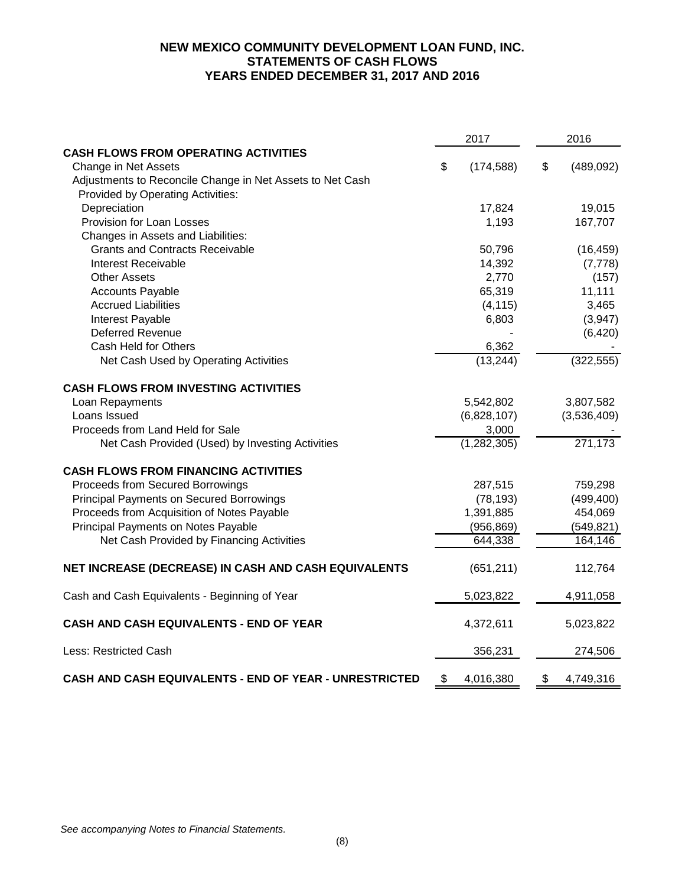# NEW MEXICO COMMUNITY DEVELOPMENT LOAN FUND, INC.
## STATEMENTS OF CASH FLOWS
## YEARS ENDED DECEMBER 31, 2017 AND 2016

| | 2017 | 2016 |
|---|---|---|
| **CASH FLOWS FROM OPERATING ACTIVITIES** | | |
| Change in Net Assets | $ (174,588) | $ (489,092) |
| Adjustments to Reconcile Change in Net Assets to Net Cash Provided by Operating Activities: | | |
| Depreciation | 17,824 | 19,015 |
| Provision for Loan Losses | 1,193 | 167,707 |
| Changes in Assets and Liabilities: | | |
| Grants and Contracts Receivable | 50,796 | (16,459) |
| Interest Receivable | 14,392 | (7,778) |
| Other Assets | 2,770 | (157) |
| Accounts Payable | 65,319 | 11,111 |
| Accrued Liabilities | (4,115) | 3,465 |
| Interest Payable | 6,803 | (3,947) |
| Deferred Revenue | - | (6,420) |
| Cash Held for Others | 6,362 | - |
| Net Cash Used by Operating Activities | (13,244) | (322,555) |
| **CASH FLOWS FROM INVESTING ACTIVITIES** | | |
| Loan Repayments | 5,542,802 | 3,807,582 |
| Loans Issued | (6,828,107) | (3,536,409) |
| Proceeds from Land Held for Sale | 3,000 | - |
| Net Cash Provided (Used) by Investing Activities | (1,282,305) | 271,173 |
| **CASH FLOWS FROM FINANCING ACTIVITIES** | | |
| Proceeds from Secured Borrowings | 287,515 | 759,298 |
| Principal Payments on Secured Borrowings | (78,193) | (499,400) |
| Proceeds from Acquisition of Notes Payable | 1,391,885 | 454,069 |
| Principal Payments on Notes Payable | (956,869) | (549,821) |
| Net Cash Provided by Financing Activities | 644,338 | 164,146 |
| **NET INCREASE (DECREASE) IN CASH AND CASH EQUIVALENTS** | (651,211) | 112,764 |
| Cash and Cash Equivalents - Beginning of Year | 5,023,822 | 4,911,058 |
| **CASH AND CASH EQUIVALENTS - END OF YEAR** | 4,372,611 | 5,023,822 |
| Less: Restricted Cash | 356,231 | 274,506 |
| **CASH AND CASH EQUIVALENTS - END OF YEAR - UNRESTRICTED** | $ 4,016,380 | $ 4,749,316 |

*See accompanying Notes to Financial Statements.*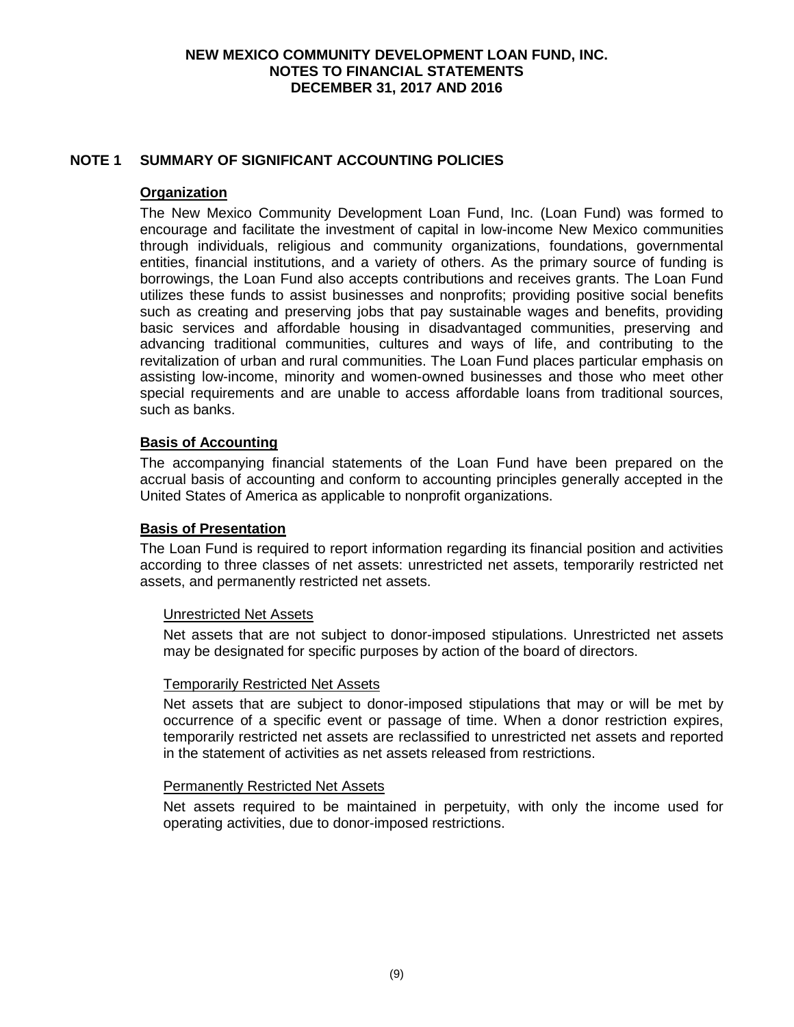# NEW MEXICO COMMUNITY DEVELOPMENT LOAN FUND, INC.
## NOTES TO FINANCIAL STATEMENTS
## DECEMBER 31, 2017 AND 2016

## NOTE 1 SUMMARY OF SIGNIFICANT ACCOUNTING POLICIES

### Organization

The New Mexico Community Development Loan Fund, Inc. (Loan Fund) was formed to encourage and facilitate the investment of capital in low-income New Mexico communities through individuals, religious and community organizations, foundations, governmental entities, financial institutions, and a variety of others. As the primary source of funding is borrowings, the Loan Fund also accepts contributions and receives grants. The Loan Fund utilizes these funds to assist businesses and nonprofits; providing positive social benefits such as creating and preserving jobs that pay sustainable wages and benefits, providing basic services and affordable housing in disadvantaged communities, preserving and advancing traditional communities, cultures and ways of life, and contributing to the revitalization of urban and rural communities. The Loan Fund places particular emphasis on assisting low-income, minority and women-owned businesses and those who meet other special requirements and are unable to access affordable loans from traditional sources, such as banks.

### Basis of Accounting

The accompanying financial statements of the Loan Fund have been prepared on the accrual basis of accounting and conform to accounting principles generally accepted in the United States of America as applicable to nonprofit organizations.

### Basis of Presentation

The Loan Fund is required to report information regarding its financial position and activities according to three classes of net assets: unrestricted net assets, temporarily restricted net assets, and permanently restricted net assets.

#### Unrestricted Net Assets

Net assets that are not subject to donor-imposed stipulations. Unrestricted net assets may be designated for specific purposes by action of the board of directors.

#### Temporarily Restricted Net Assets

Net assets that are subject to donor-imposed stipulations that may or will be met by occurrence of a specific event or passage of time. When a donor restriction expires, temporarily restricted net assets are reclassified to unrestricted net assets and reported in the statement of activities as net assets released from restrictions.

#### Permanently Restricted Net Assets

Net assets required to be maintained in perpetuity, with only the income used for operating activities, due to donor-imposed restrictions.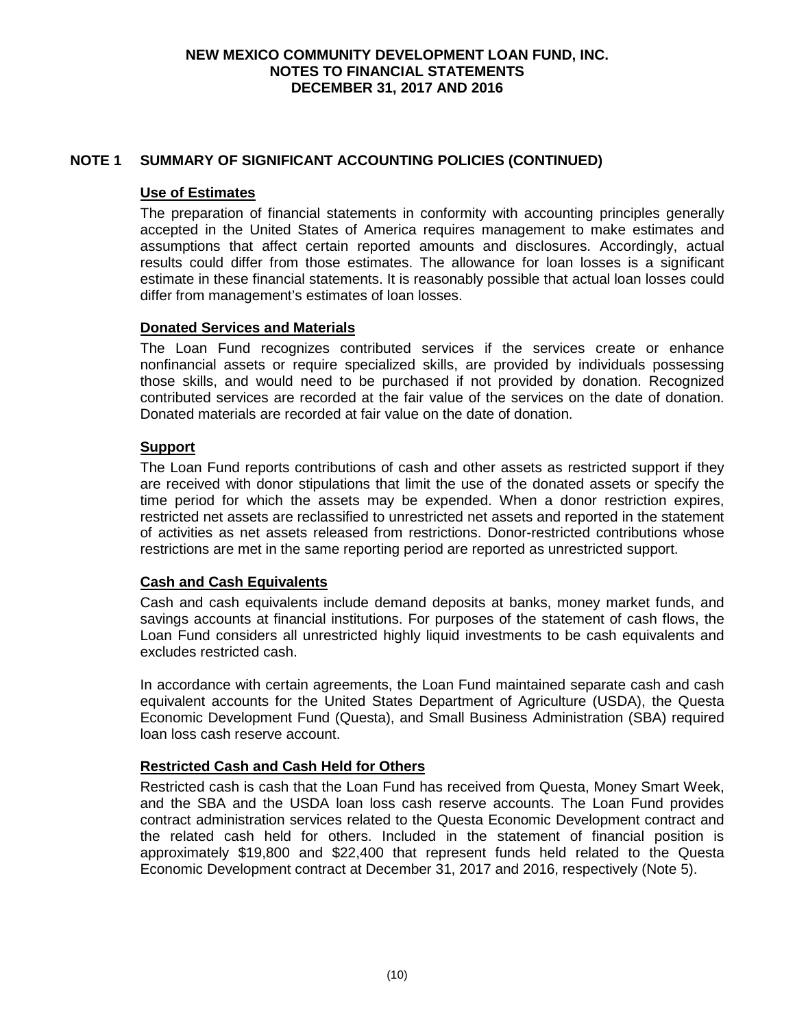## NOTE 1 SUMMARY OF SIGNIFICANT ACCOUNTING POLICIES (CONTINUED)

### Use of Estimates

The preparation of financial statements in conformity with accounting principles generally accepted in the United States of America requires management to make estimates and assumptions that affect certain reported amounts and disclosures. Accordingly, actual results could differ from those estimates. The allowance for loan losses is a significant estimate in these financial statements. It is reasonably possible that actual loan losses could differ from management's estimates of loan losses.

### Donated Services and Materials

The Loan Fund recognizes contributed services if the services create or enhance nonfinancial assets or require specialized skills, are provided by individuals possessing those skills, and would need to be purchased if not provided by donation. Recognized contributed services are recorded at the fair value of the services on the date of donation. Donated materials are recorded at fair value on the date of donation.

### Support

The Loan Fund reports contributions of cash and other assets as restricted support if they are received with donor stipulations that limit the use of the donated assets or specify the time period for which the assets may be expended. When a donor restriction expires, restricted net assets are reclassified to unrestricted net assets and reported in the statement of activities as net assets released from restrictions. Donor-restricted contributions whose restrictions are met in the same reporting period are reported as unrestricted support.

### Cash and Cash Equivalents

Cash and cash equivalents include demand deposits at banks, money market funds, and savings accounts at financial institutions. For purposes of the statement of cash flows, the Loan Fund considers all unrestricted highly liquid investments to be cash equivalents and excludes restricted cash.

In accordance with certain agreements, the Loan Fund maintained separate cash and cash equivalent accounts for the United States Department of Agriculture (USDA), the Questa Economic Development Fund (Questa), and Small Business Administration (SBA) required loan loss cash reserve account.

### Restricted Cash and Cash Held for Others

Restricted cash is cash that the Loan Fund has received from Questa, Money Smart Week, and the SBA and the USDA loan loss cash reserve accounts. The Loan Fund provides contract administration services related to the Questa Economic Development contract and the related cash held for others. Included in the statement of financial position is approximately $19,800 and $22,400 that represent funds held related to the Questa Economic Development contract at December 31, 2017 and 2016, respectively (Note 5).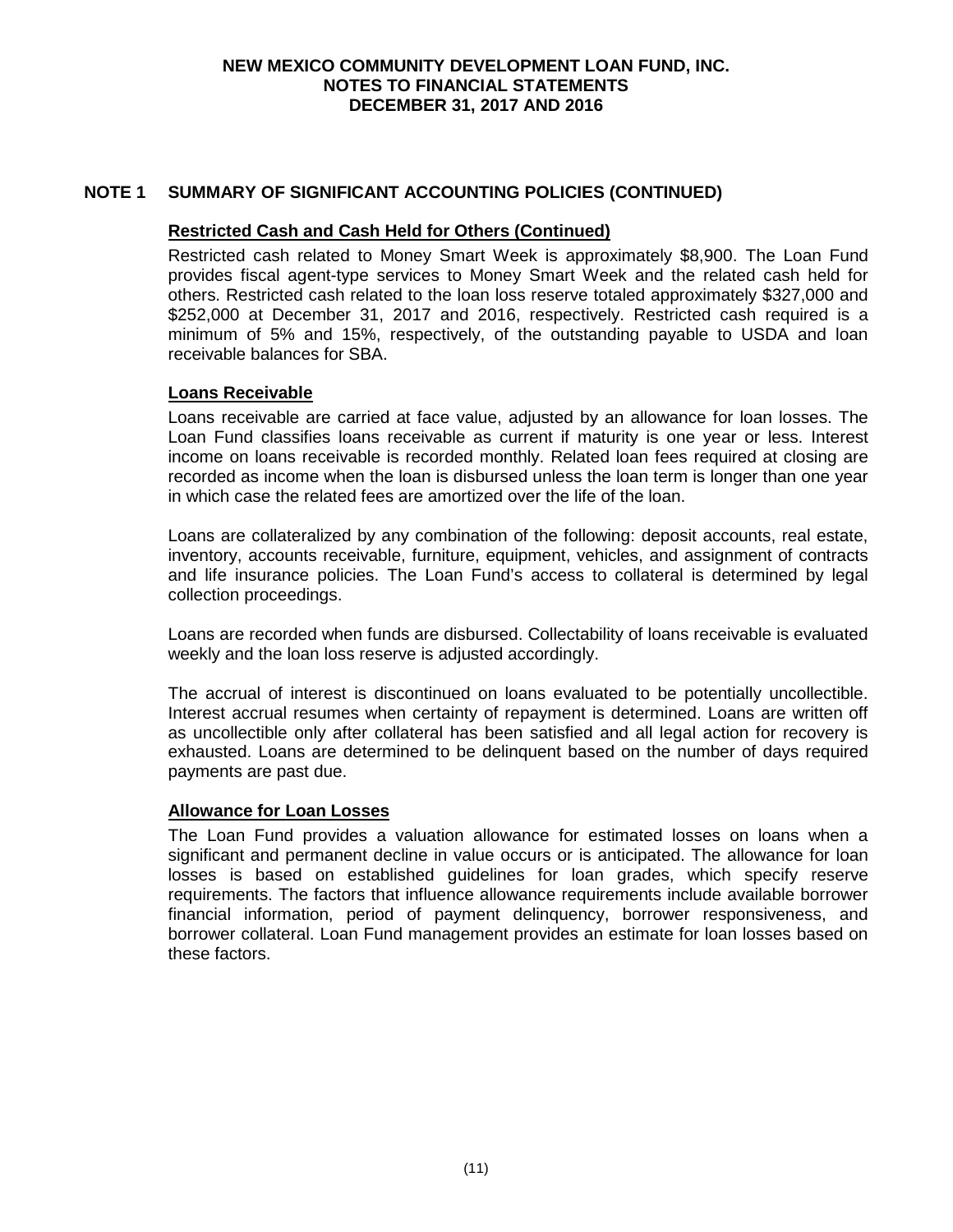## NOTE 1 SUMMARY OF SIGNIFICANT ACCOUNTING POLICIES (CONTINUED)

### Restricted Cash and Cash Held for Others (Continued)

Restricted cash related to Money Smart Week is approximately $8,900. The Loan Fund provides fiscal agent-type services to Money Smart Week and the related cash held for others. Restricted cash related to the loan loss reserve totaled approximately $327,000 and $252,000 at December 31, 2017 and 2016, respectively. Restricted cash required is a minimum of 5% and 15%, respectively, of the outstanding payable to USDA and loan receivable balances for SBA.

### Loans Receivable

Loans receivable are carried at face value, adjusted by an allowance for loan losses. The Loan Fund classifies loans receivable as current if maturity is one year or less. Interest income on loans receivable is recorded monthly. Related loan fees required at closing are recorded as income when the loan is disbursed unless the loan term is longer than one year in which case the related fees are amortized over the life of the loan.

Loans are collateralized by any combination of the following: deposit accounts, real estate, inventory, accounts receivable, furniture, equipment, vehicles, and assignment of contracts and life insurance policies. The Loan Fund's access to collateral is determined by legal collection proceedings.

Loans are recorded when funds are disbursed. Collectability of loans receivable is evaluated weekly and the loan loss reserve is adjusted accordingly.

The accrual of interest is discontinued on loans evaluated to be potentially uncollectible. Interest accrual resumes when certainty of repayment is determined. Loans are written off as uncollectible only after collateral has been satisfied and all legal action for recovery is exhausted. Loans are determined to be delinquent based on the number of days required payments are past due.

### Allowance for Loan Losses

The Loan Fund provides a valuation allowance for estimated losses on loans when a significant and permanent decline in value occurs or is anticipated. The allowance for loan losses is based on established guidelines for loan grades, which specify reserve requirements. The factors that influence allowance requirements include available borrower financial information, period of payment delinquency, borrower responsiveness, and borrower collateral. Loan Fund management provides an estimate for loan losses based on these factors.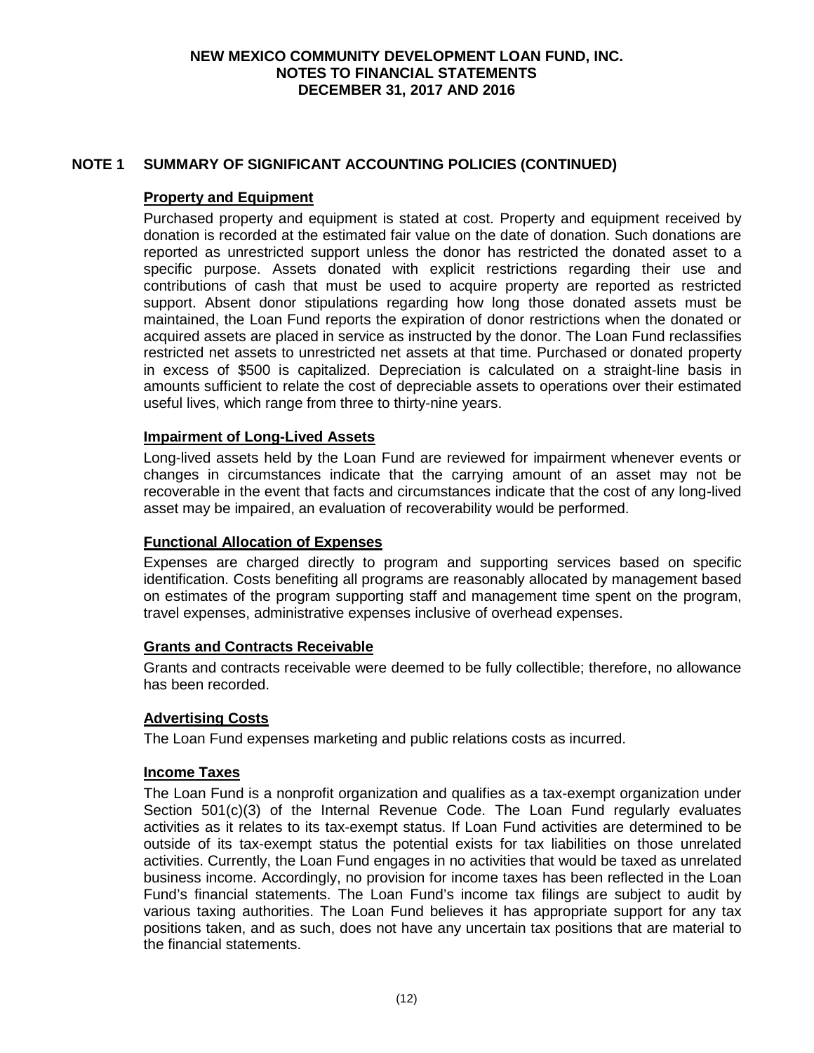## NOTE 1 SUMMARY OF SIGNIFICANT ACCOUNTING POLICIES (CONTINUED)

### Property and Equipment

Purchased property and equipment is stated at cost. Property and equipment received by donation is recorded at the estimated fair value on the date of donation. Such donations are reported as unrestricted support unless the donor has restricted the donated asset to a specific purpose. Assets donated with explicit restrictions regarding their use and contributions of cash that must be used to acquire property are reported as restricted support. Absent donor stipulations regarding how long those donated assets must be maintained, the Loan Fund reports the expiration of donor restrictions when the donated or acquired assets are placed in service as instructed by the donor. The Loan Fund reclassifies restricted net assets to unrestricted net assets at that time. Purchased or donated property in excess of $500 is capitalized. Depreciation is calculated on a straight-line basis in amounts sufficient to relate the cost of depreciable assets to operations over their estimated useful lives, which range from three to thirty-nine years.

### Impairment of Long-Lived Assets

Long-lived assets held by the Loan Fund are reviewed for impairment whenever events or changes in circumstances indicate that the carrying amount of an asset may not be recoverable in the event that facts and circumstances indicate that the cost of any long-lived asset may be impaired, an evaluation of recoverability would be performed.

### Functional Allocation of Expenses

Expenses are charged directly to program and supporting services based on specific identification. Costs benefiting all programs are reasonably allocated by management based on estimates of the program supporting staff and management time spent on the program, travel expenses, administrative expenses inclusive of overhead expenses.

### Grants and Contracts Receivable

Grants and contracts receivable were deemed to be fully collectible; therefore, no allowance has been recorded.

### Advertising Costs

The Loan Fund expenses marketing and public relations costs as incurred.

### Income Taxes

The Loan Fund is a nonprofit organization and qualifies as a tax-exempt organization under Section 501(c)(3) of the Internal Revenue Code. The Loan Fund regularly evaluates activities as it relates to its tax-exempt status. If Loan Fund activities are determined to be outside of its tax-exempt status the potential exists for tax liabilities on those unrelated activities. Currently, the Loan Fund engages in no activities that would be taxed as unrelated business income. Accordingly, no provision for income taxes has been reflected in the Loan Fund's financial statements. The Loan Fund's income tax filings are subject to audit by various taxing authorities. The Loan Fund believes it has appropriate support for any tax positions taken, and as such, does not have any uncertain tax positions that are material to the financial statements.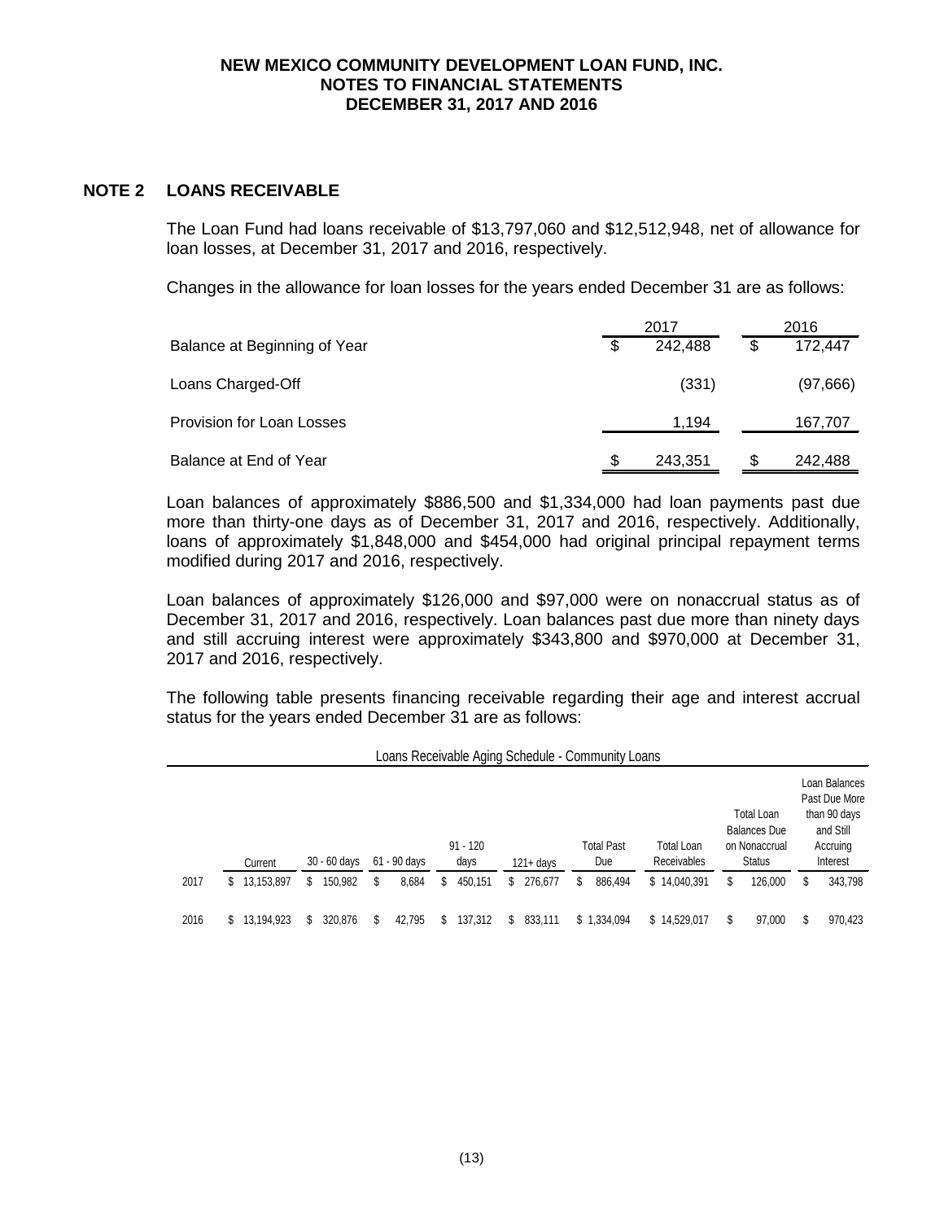**NEW MEXICO COMMUNITY DEVELOPMENT LOAN FUND, INC.**
**NOTES TO FINANCIAL STATEMENTS**
**DECEMBER 31, 2017 AND 2016**

## NOTE 2 LOANS RECEIVABLE

The Loan Fund had loans receivable of $13,797,060 and $12,512,948, net of allowance for loan losses, at December 31, 2017 and 2016, respectively.

Changes in the allowance for loan losses for the years ended December 31 are as follows:

| | 2017 | 2016 |
|---|---|---|
| Balance at Beginning of Year | $ 242,488 | $ 172,447 |
| Loans Charged-Off | (331) | (97,666) |
| Provision for Loan Losses | 1,194 | 167,707 |
| Balance at End of Year | $ 243,351 | $ 242,488 |

Loan balances of approximately $886,500 and $1,334,000 had loan payments past due more than thirty-one days as of December 31, 2017 and 2016, respectively. Additionally, loans of approximately $1,848,000 and $454,000 had original principal repayment terms modified during 2017 and 2016, respectively.

Loan balances of approximately $126,000 and $97,000 were on nonaccrual status as of December 31, 2017 and 2016, respectively. Loan balances past due more than ninety days and still accruing interest were approximately $343,800 and $970,000 at December 31, 2017 and 2016, respectively.

The following table presents financing receivable regarding their age and interest accrual status for the years ended December 31 are as follows:

Loans Receivable Aging Schedule - Community Loans

| | Current | 30 - 60 days | 61 - 90 days | 91 - 120 days | 121+ days | Total Past Due | Total Loan Receivables | Total Loan Balances Due on Nonaccrual Status | Loan Balances Past Due More than 90 days and Still Accruing Interest |
|---|---|---|---|---|---|---|---|---|---|
| 2017 | $ 13,153,897 | $ 150,982 | $ 8,684 | $ 450,151 | $ 276,677 | $ 886,494 | $ 14,040,391 | $ 126,000 | $ 343,798 |
| 2016 | $ 13,194,923 | $ 320,876 | $ 42,795 | $ 137,312 | $ 833,111 | $ 1,334,094 | $ 14,529,017 | $ 97,000 | $ 970,423 |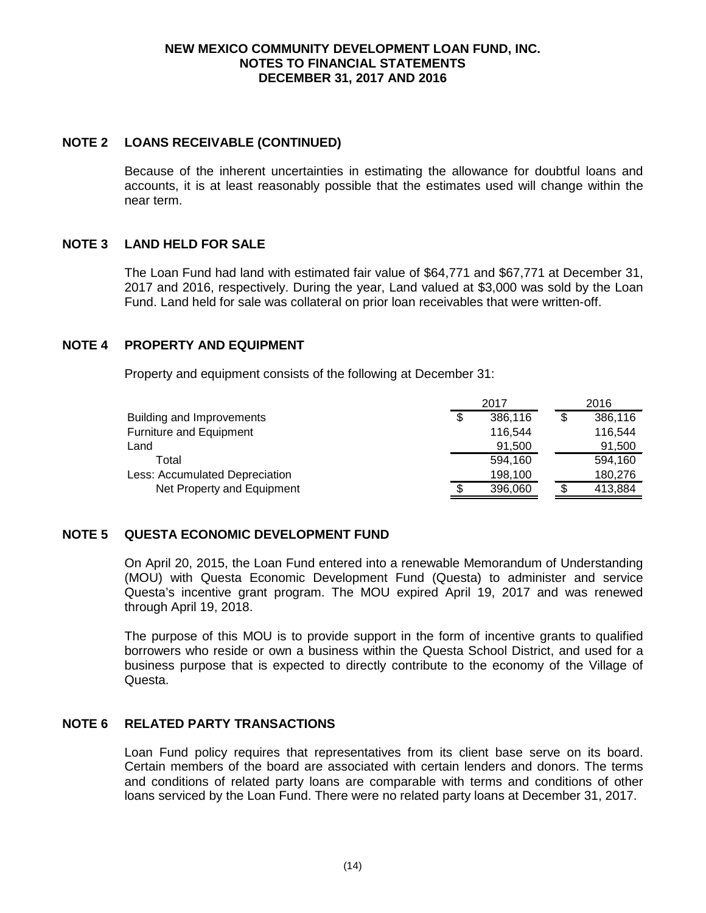# NEW MEXICO COMMUNITY DEVELOPMENT LOAN FUND, INC.
## NOTES TO FINANCIAL STATEMENTS
## DECEMBER 31, 2017 AND 2016

## NOTE 2 LOANS RECEIVABLE (CONTINUED)

Because of the inherent uncertainties in estimating the allowance for doubtful loans and accounts, it is at least reasonably possible that the estimates used will change within the near term.

## NOTE 3 LAND HELD FOR SALE

The Loan Fund had land with estimated fair value of $64,771 and $67,771 at December 31, 2017 and 2016, respectively. During the year, Land valued at $3,000 was sold by the Loan Fund. Land held for sale was collateral on prior loan receivables that were written-off.

## NOTE 4 PROPERTY AND EQUIPMENT

Property and equipment consists of the following at December 31:

| | 2017 | 2016 |
|---|---|---|
| Building and Improvements | $ 386,116 | $ 386,116 |
| Furniture and Equipment | 116,544 | 116,544 |
| Land | 91,500 | 91,500 |
| Total | 594,160 | 594,160 |
| Less: Accumulated Depreciation | 198,100 | 180,276 |
| Net Property and Equipment | $ 396,060 | $ 413,884 |

## NOTE 5 QUESTA ECONOMIC DEVELOPMENT FUND

On April 20, 2015, the Loan Fund entered into a renewable Memorandum of Understanding (MOU) with Questa Economic Development Fund (Questa) to administer and service Questa's incentive grant program. The MOU expired April 19, 2017 and was renewed through April 19, 2018.

The purpose of this MOU is to provide support in the form of incentive grants to qualified borrowers who reside or own a business within the Questa School District, and used for a business purpose that is expected to directly contribute to the economy of the Village of Questa.

## NOTE 6 RELATED PARTY TRANSACTIONS

Loan Fund policy requires that representatives from its client base serve on its board. Certain members of the board are associated with certain lenders and donors. The terms and conditions of related party loans are comparable with terms and conditions of other loans serviced by the Loan Fund. There were no related party loans at December 31, 2017.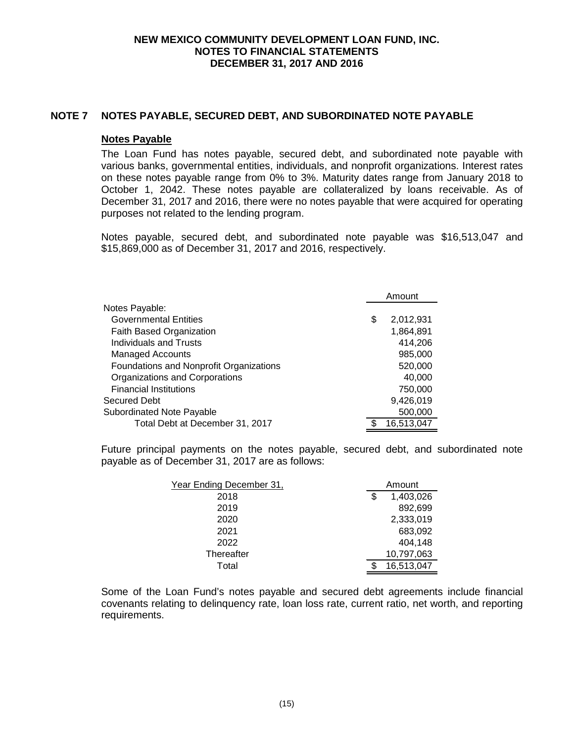# NEW MEXICO COMMUNITY DEVELOPMENT LOAN FUND, INC.
## NOTES TO FINANCIAL STATEMENTS
## DECEMBER 31, 2017 AND 2016

## NOTE 7 NOTES PAYABLE, SECURED DEBT, AND SUBORDINATED NOTE PAYABLE

### Notes Payable

The Loan Fund has notes payable, secured debt, and subordinated note payable with various banks, governmental entities, individuals, and nonprofit organizations. Interest rates on these notes payable range from 0% to 3%. Maturity dates range from January 2018 to October 1, 2042. These notes payable are collateralized by loans receivable. As of December 31, 2017 and 2016, there were no notes payable that were acquired for operating purposes not related to the lending program.

Notes payable, secured debt, and subordinated note payable was $16,513,047 and $15,869,000 as of December 31, 2017 and 2016, respectively.

| | Amount |
|---|---|
| Notes Payable: | |
| Governmental Entities | $ 2,012,931 |
| Faith Based Organization | 1,864,891 |
| Individuals and Trusts | 414,206 |
| Managed Accounts | 985,000 |
| Foundations and Nonprofit Organizations | 520,000 |
| Organizations and Corporations | 40,000 |
| Financial Institutions | 750,000 |
| Secured Debt | 9,426,019 |
| Subordinated Note Payable | 500,000 |
| Total Debt at December 31, 2017 | $ 16,513,047 |

Future principal payments on the notes payable, secured debt, and subordinated note payable as of December 31, 2017 are as follows:

| Year Ending December 31, | Amount |
|---|---|
| 2018 | $ 1,403,026 |
| 2019 | 892,699 |
| 2020 | 2,333,019 |
| 2021 | 683,092 |
| 2022 | 404,148 |
| Thereafter | 10,797,063 |
| Total | $ 16,513,047 |

Some of the Loan Fund's notes payable and secured debt agreements include financial covenants relating to delinquency rate, loan loss rate, current ratio, net worth, and reporting requirements.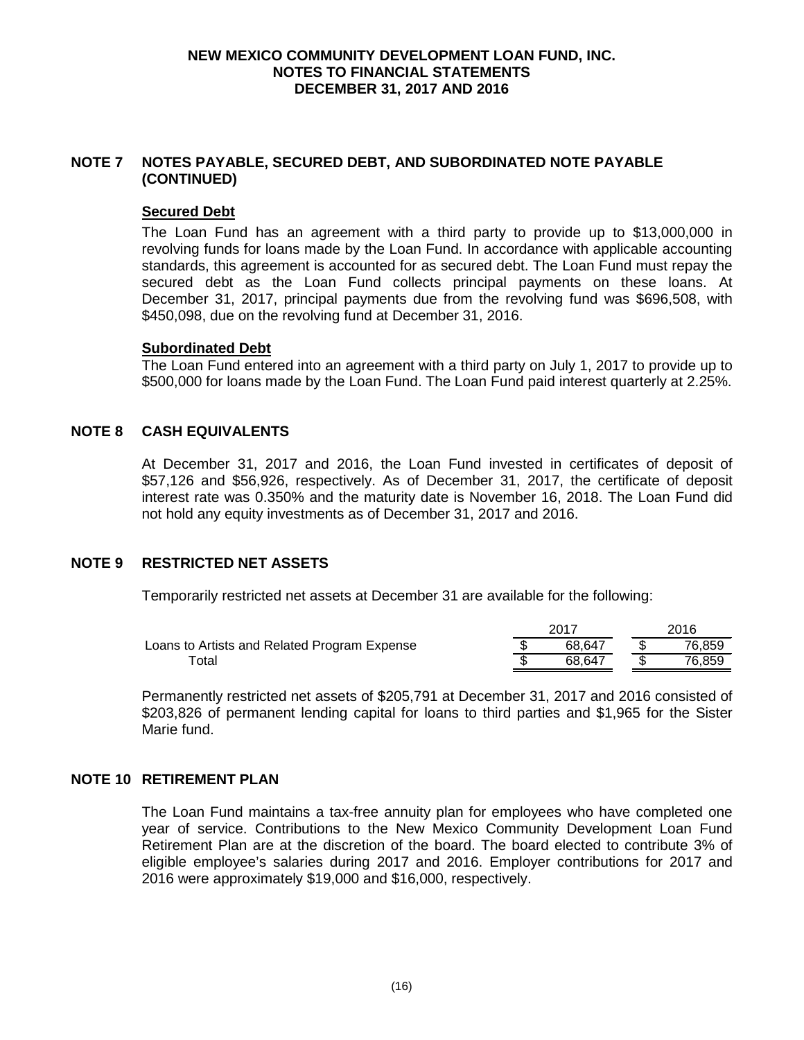## NOTE 7 NOTES PAYABLE, SECURED DEBT, AND SUBORDINATED NOTE PAYABLE (CONTINUED)

**Secured Debt**

The Loan Fund has an agreement with a third party to provide up to $13,000,000 in revolving funds for loans made by the Loan Fund. In accordance with applicable accounting standards, this agreement is accounted for as secured debt. The Loan Fund must repay the secured debt as the Loan Fund collects principal payments on these loans. At December 31, 2017, principal payments due from the revolving fund was $696,508, with $450,098, due on the revolving fund at December 31, 2016.

**Subordinated Debt**

The Loan Fund entered into an agreement with a third party on July 1, 2017 to provide up to $500,000 for loans made by the Loan Fund. The Loan Fund paid interest quarterly at 2.25%.

## NOTE 8 CASH EQUIVALENTS

At December 31, 2017 and 2016, the Loan Fund invested in certificates of deposit of $57,126 and $56,926, respectively. As of December 31, 2017, the certificate of deposit interest rate was 0.350% and the maturity date is November 16, 2018. The Loan Fund did not hold any equity investments as of December 31, 2017 and 2016.

## NOTE 9 RESTRICTED NET ASSETS

Temporarily restricted net assets at December 31 are available for the following:

| | 2017 | 2016 |
|---|---|---|
| Loans to Artists and Related Program Expense | $ 68,647 | $ 76,859 |
| Total | $ 68,647 | $ 76,859 |

Permanently restricted net assets of $205,791 at December 31, 2017 and 2016 consisted of $203,826 of permanent lending capital for loans to third parties and $1,965 for the Sister Marie fund.

## NOTE 10 RETIREMENT PLAN

The Loan Fund maintains a tax-free annuity plan for employees who have completed one year of service. Contributions to the New Mexico Community Development Loan Fund Retirement Plan are at the discretion of the board. The board elected to contribute 3% of eligible employee's salaries during 2017 and 2016. Employer contributions for 2017 and 2016 were approximately $19,000 and $16,000, respectively.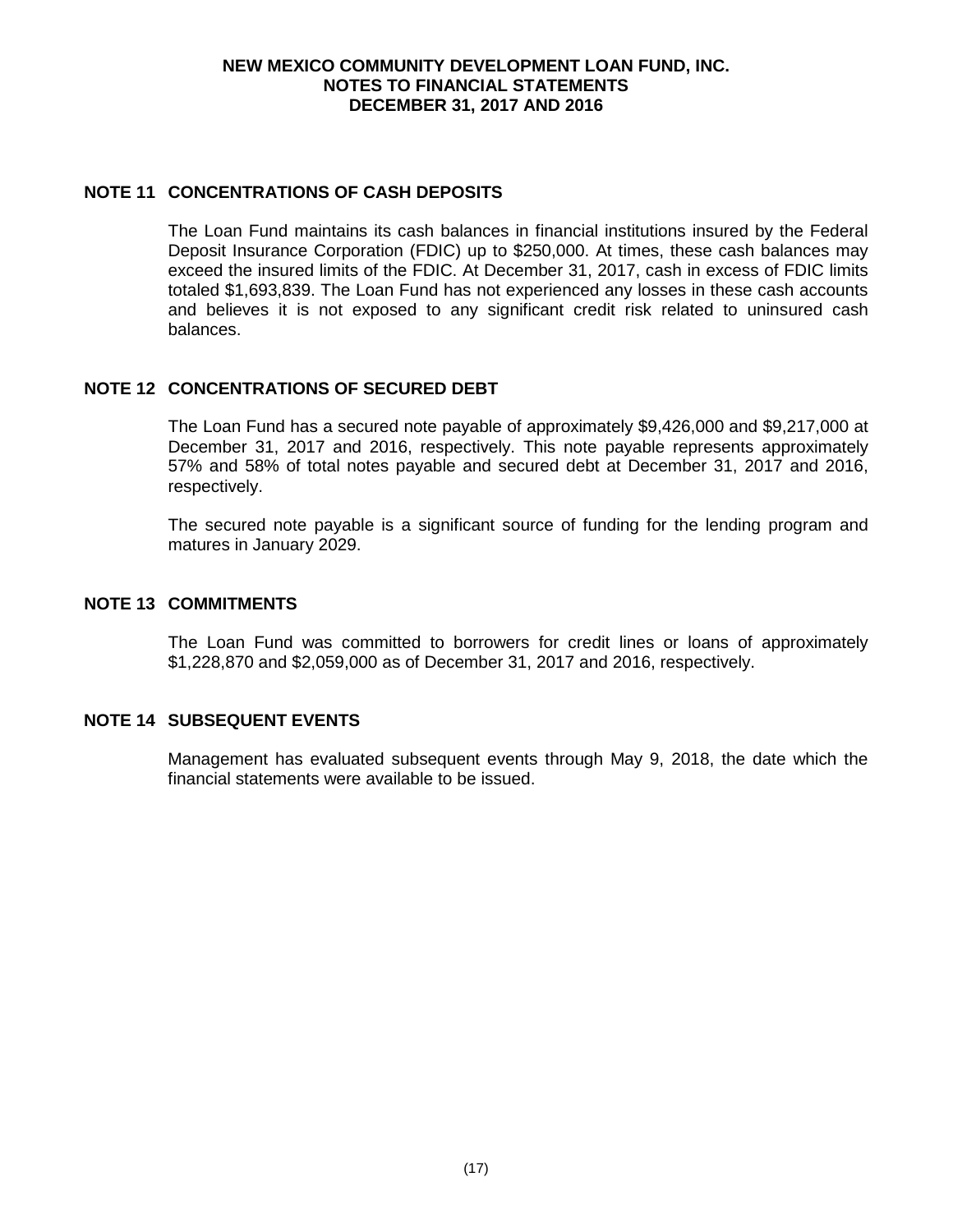## NOTE 11 CONCENTRATIONS OF CASH DEPOSITS

The Loan Fund maintains its cash balances in financial institutions insured by the Federal Deposit Insurance Corporation (FDIC) up to $250,000. At times, these cash balances may exceed the insured limits of the FDIC. At December 31, 2017, cash in excess of FDIC limits totaled $1,693,839. The Loan Fund has not experienced any losses in these cash accounts and believes it is not exposed to any significant credit risk related to uninsured cash balances.

## NOTE 12 CONCENTRATIONS OF SECURED DEBT

The Loan Fund has a secured note payable of approximately $9,426,000 and $9,217,000 at December 31, 2017 and 2016, respectively. This note payable represents approximately 57% and 58% of total notes payable and secured debt at December 31, 2017 and 2016, respectively.

The secured note payable is a significant source of funding for the lending program and matures in January 2029.

## NOTE 13 COMMITMENTS

The Loan Fund was committed to borrowers for credit lines or loans of approximately $1,228,870 and $2,059,000 as of December 31, 2017 and 2016, respectively.

## NOTE 14 SUBSEQUENT EVENTS

Management has evaluated subsequent events through May 9, 2018, the date which the financial statements were available to be issued.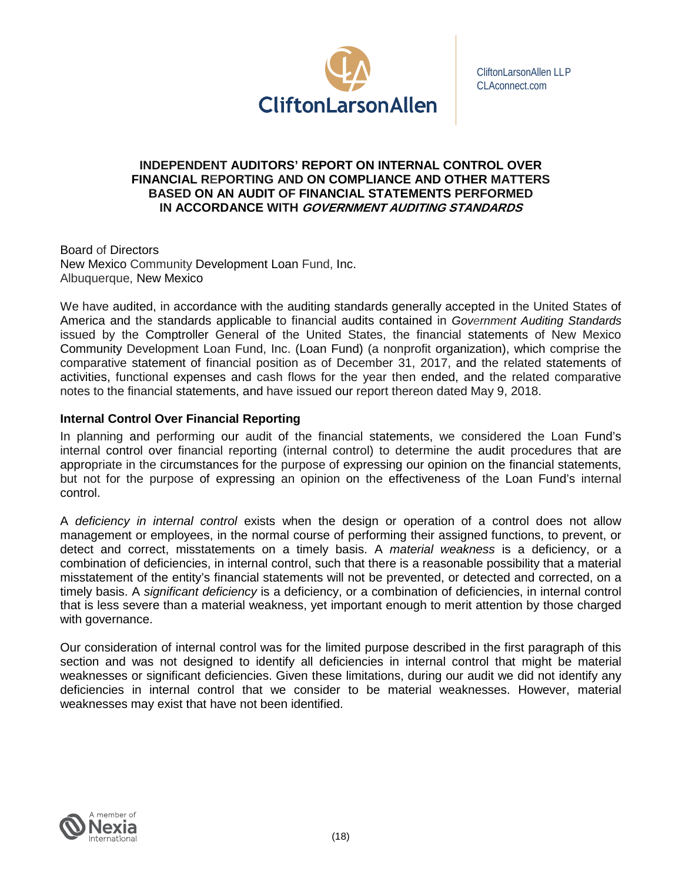CliftonLarsonAllen LLP
CLAconnect.com

# INDEPENDENT AUDITORS' REPORT ON INTERNAL CONTROL OVER FINANCIAL REPORTING AND ON COMPLIANCE AND OTHER MATTERS BASED ON AN AUDIT OF FINANCIAL STATEMENTS PERFORMED IN ACCORDANCE WITH *GOVERNMENT AUDITING STANDARDS*

Board of Directors
New Mexico Community Development Loan Fund, Inc.
Albuquerque, New Mexico

We have audited, in accordance with the auditing standards generally accepted in the United States of America and the standards applicable to financial audits contained in *Government Auditing Standards* issued by the Comptroller General of the United States, the financial statements of New Mexico Community Development Loan Fund, Inc. (Loan Fund) (a nonprofit organization), which comprise the comparative statement of financial position as of December 31, 2017, and the related statements of activities, functional expenses and cash flows for the year then ended, and the related comparative notes to the financial statements, and have issued our report thereon dated May 9, 2018.

## Internal Control Over Financial Reporting

In planning and performing our audit of the financial statements, we considered the Loan Fund's internal control over financial reporting (internal control) to determine the audit procedures that are appropriate in the circumstances for the purpose of expressing our opinion on the financial statements, but not for the purpose of expressing an opinion on the effectiveness of the Loan Fund's internal control.

A *deficiency in internal control* exists when the design or operation of a control does not allow management or employees, in the normal course of performing their assigned functions, to prevent, or detect and correct, misstatements on a timely basis. A *material weakness* is a deficiency, or a combination of deficiencies, in internal control, such that there is a reasonable possibility that a material misstatement of the entity's financial statements will not be prevented, or detected and corrected, on a timely basis. A *significant deficiency* is a deficiency, or a combination of deficiencies, in internal control that is less severe than a material weakness, yet important enough to merit attention by those charged with governance.

Our consideration of internal control was for the limited purpose described in the first paragraph of this section and was not designed to identify all deficiencies in internal control that might be material weaknesses or significant deficiencies. Given these limitations, during our audit we did not identify any deficiencies in internal control that we consider to be material weaknesses. However, material weaknesses may exist that have not been identified.

A member of Nexia International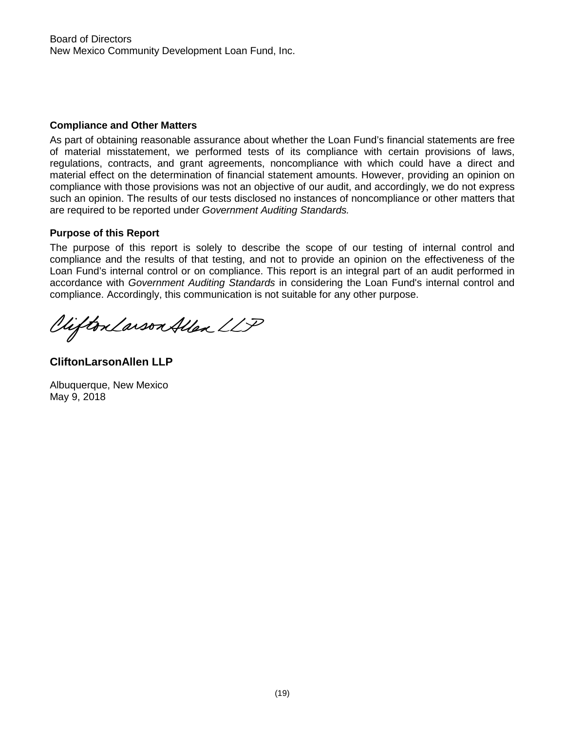Board of Directors
New Mexico Community Development Loan Fund, Inc.

**Compliance and Other Matters**

As part of obtaining reasonable assurance about whether the Loan Fund's financial statements are free of material misstatement, we performed tests of its compliance with certain provisions of laws, regulations, contracts, and grant agreements, noncompliance with which could have a direct and material effect on the determination of financial statement amounts. However, providing an opinion on compliance with those provisions was not an objective of our audit, and accordingly, we do not express such an opinion. The results of our tests disclosed no instances of noncompliance or other matters that are required to be reported under *Government Auditing Standards.*

**Purpose of this Report**

The purpose of this report is solely to describe the scope of our testing of internal control and compliance and the results of that testing, and not to provide an opinion on the effectiveness of the Loan Fund's internal control or on compliance. This report is an integral part of an audit performed in accordance with *Government Auditing Standards* in considering the Loan Fund's internal control and compliance. Accordingly, this communication is not suitable for any other purpose.

CliftonLarsonAllen LLP

**CliftonLarsonAllen LLP**

Albuquerque, New Mexico
May 9, 2018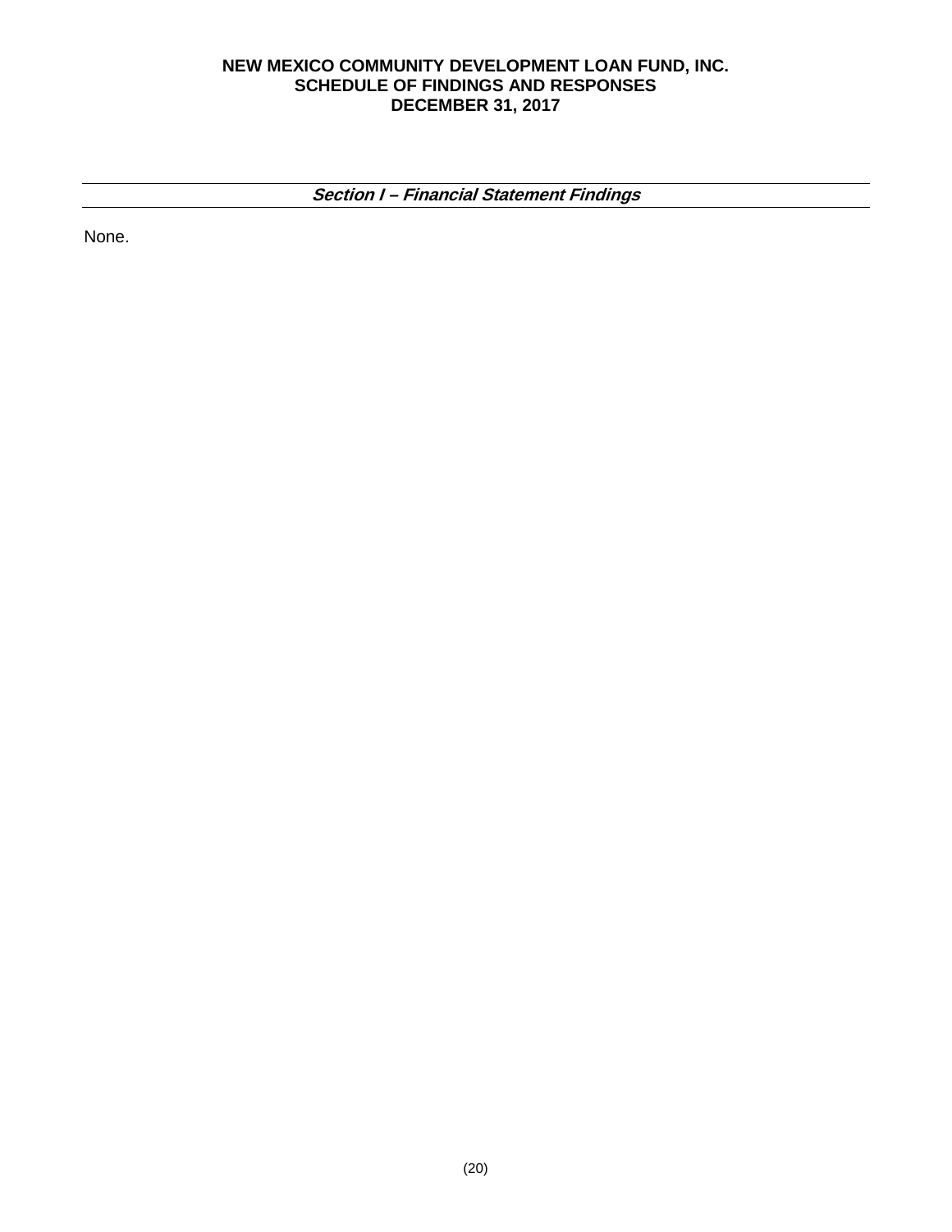# NEW MEXICO COMMUNITY DEVELOPMENT LOAN FUND, INC.
## SCHEDULE OF FINDINGS AND RESPONSES
## DECEMBER 31, 2017

---

***Section I – Financial Statement Findings***

---

None.